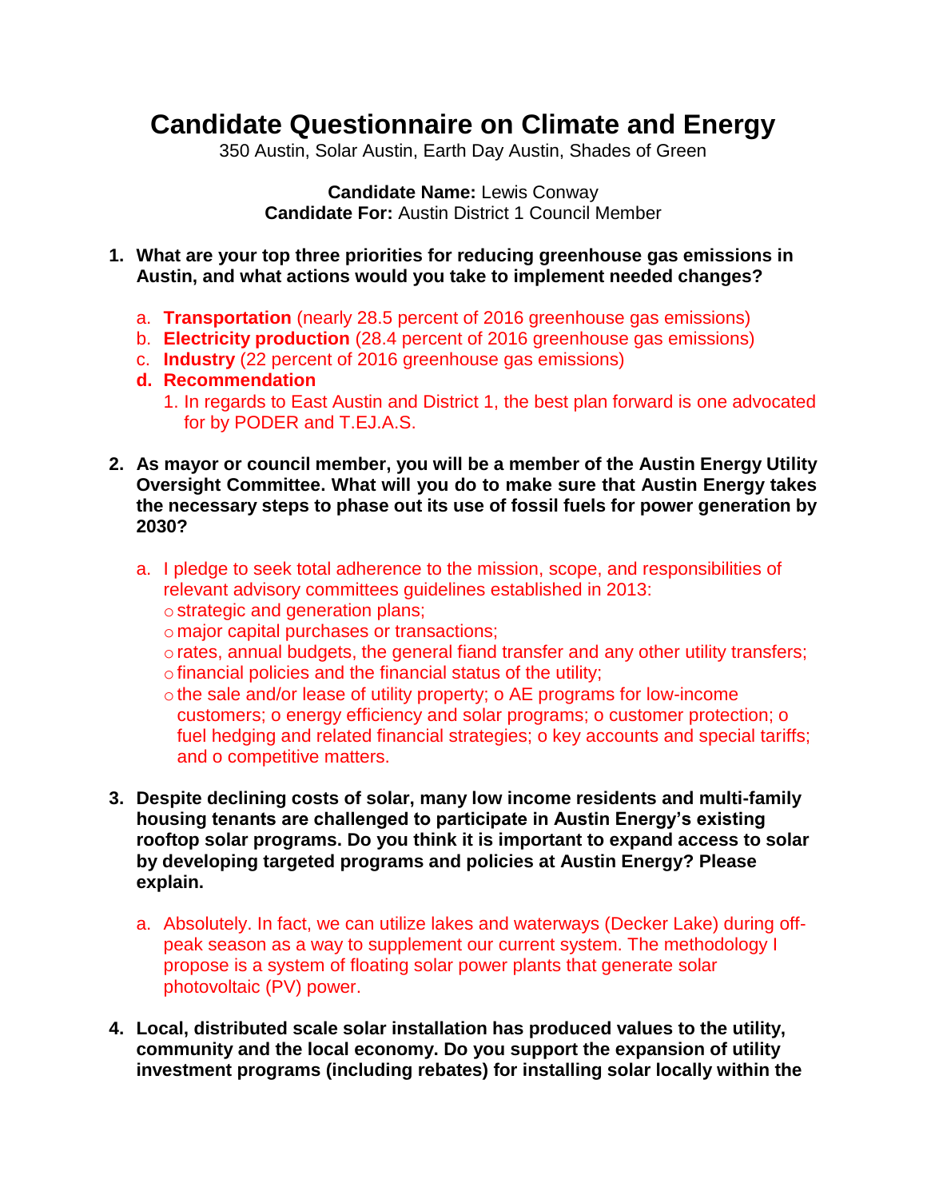# Candidate Questionnaire on Climate and Energy

350 Austin, Solar Austin, Earth Day Austin, Shades of Green

**Candidate Name:** Lewis Conway
**Candidate For:** Austin District 1 Council Member

1. **What are your top three priorities for reducing greenhouse gas emissions in Austin, and what actions would you take to implement needed changes?**

   a. **Transportation** (nearly 28.5 percent of 2016 greenhouse gas emissions)
   b. **Electricity production** (28.4 percent of 2016 greenhouse gas emissions)
   c. **Industry** (22 percent of 2016 greenhouse gas emissions)
   d. **Recommendation**
      1. In regards to East Austin and District 1, the best plan forward is one advocated for by PODER and T.EJ.A.S.

2. **As mayor or council member, you will be a member of the Austin Energy Utility Oversight Committee. What will you do to make sure that Austin Energy takes the necessary steps to phase out its use of fossil fuels for power generation by 2030?**

   a. I pledge to seek total adherence to the mission, scope, and responsibilities of relevant advisory committees guidelines established in 2013:
      - strategic and generation plans;
      - major capital purchases or transactions;
      - rates, annual budgets, the general fiand transfer and any other utility transfers;
      - financial policies and the financial status of the utility;
      - the sale and/or lease of utility property; o AE programs for low-income customers; o energy efficiency and solar programs; o customer protection; o fuel hedging and related financial strategies; o key accounts and special tariffs; and o competitive matters.

3. **Despite declining costs of solar, many low income residents and multi-family housing tenants are challenged to participate in Austin Energy's existing rooftop solar programs. Do you think it is important to expand access to solar by developing targeted programs and policies at Austin Energy? Please explain.**

   a. Absolutely. In fact, we can utilize lakes and waterways (Decker Lake) during off-peak season as a way to supplement our current system. The methodology I propose is a system of floating solar power plants that generate solar photovoltaic (PV) power.

4. **Local, distributed scale solar installation has produced values to the utility, community and the local economy. Do you support the expansion of utility investment programs (including rebates) for installing solar locally within the**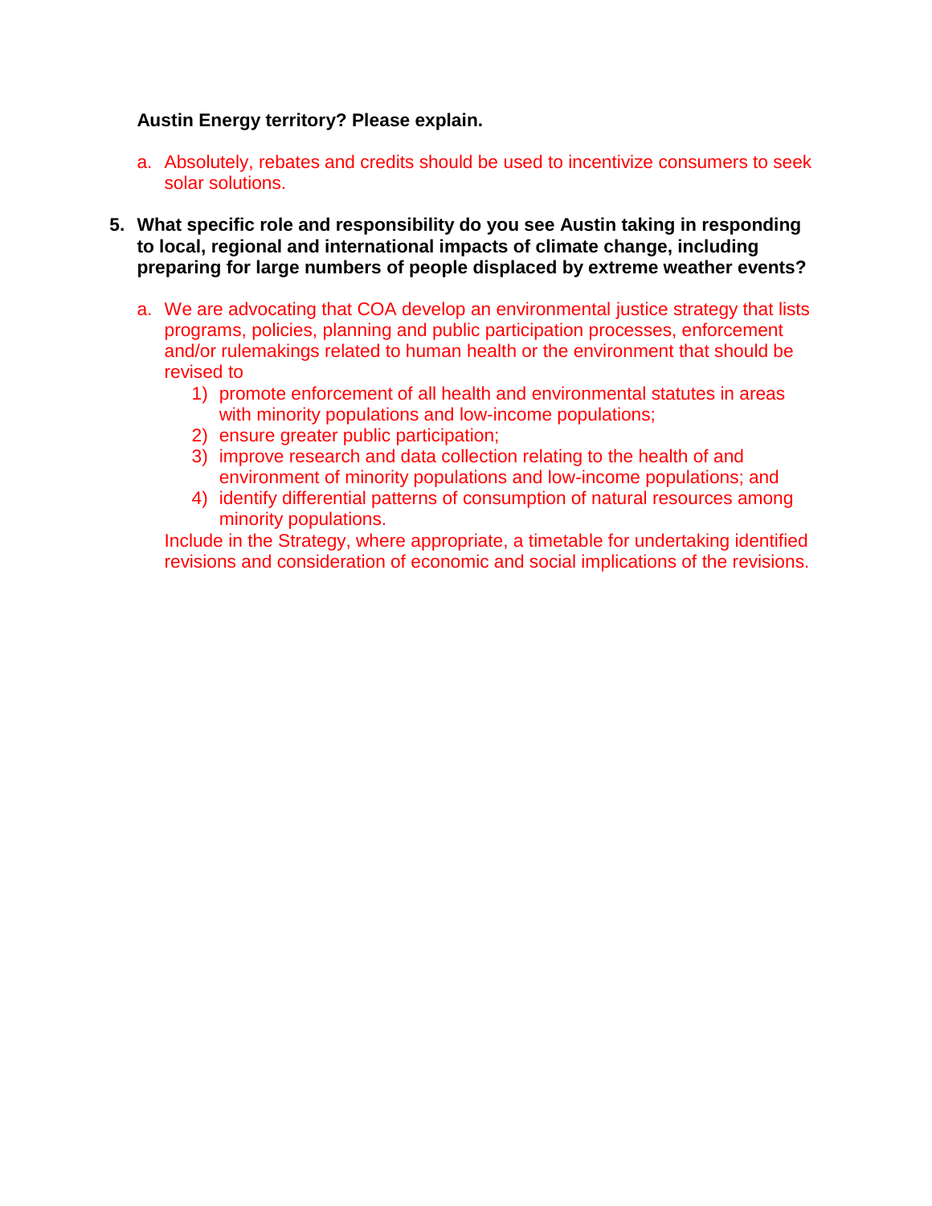**Austin Energy territory? Please explain.**

a. Absolutely, rebates and credits should be used to incentivize consumers to seek solar solutions.

5. **What specific role and responsibility do you see Austin taking in responding to local, regional and international impacts of climate change, including preparing for large numbers of people displaced by extreme weather events?**

   a. We are advocating that COA develop an environmental justice strategy that lists programs, policies, planning and public participation processes, enforcement and/or rulemakings related to human health or the environment that should be revised to
      1) promote enforcement of all health and environmental statutes in areas with minority populations and low-income populations;
      2) ensure greater public participation;
      3) improve research and data collection relating to the health of and environment of minority populations and low-income populations; and
      4) identify differential patterns of consumption of natural resources among minority populations.

      Include in the Strategy, where appropriate, a timetable for undertaking identified revisions and consideration of economic and social implications of the revisions.